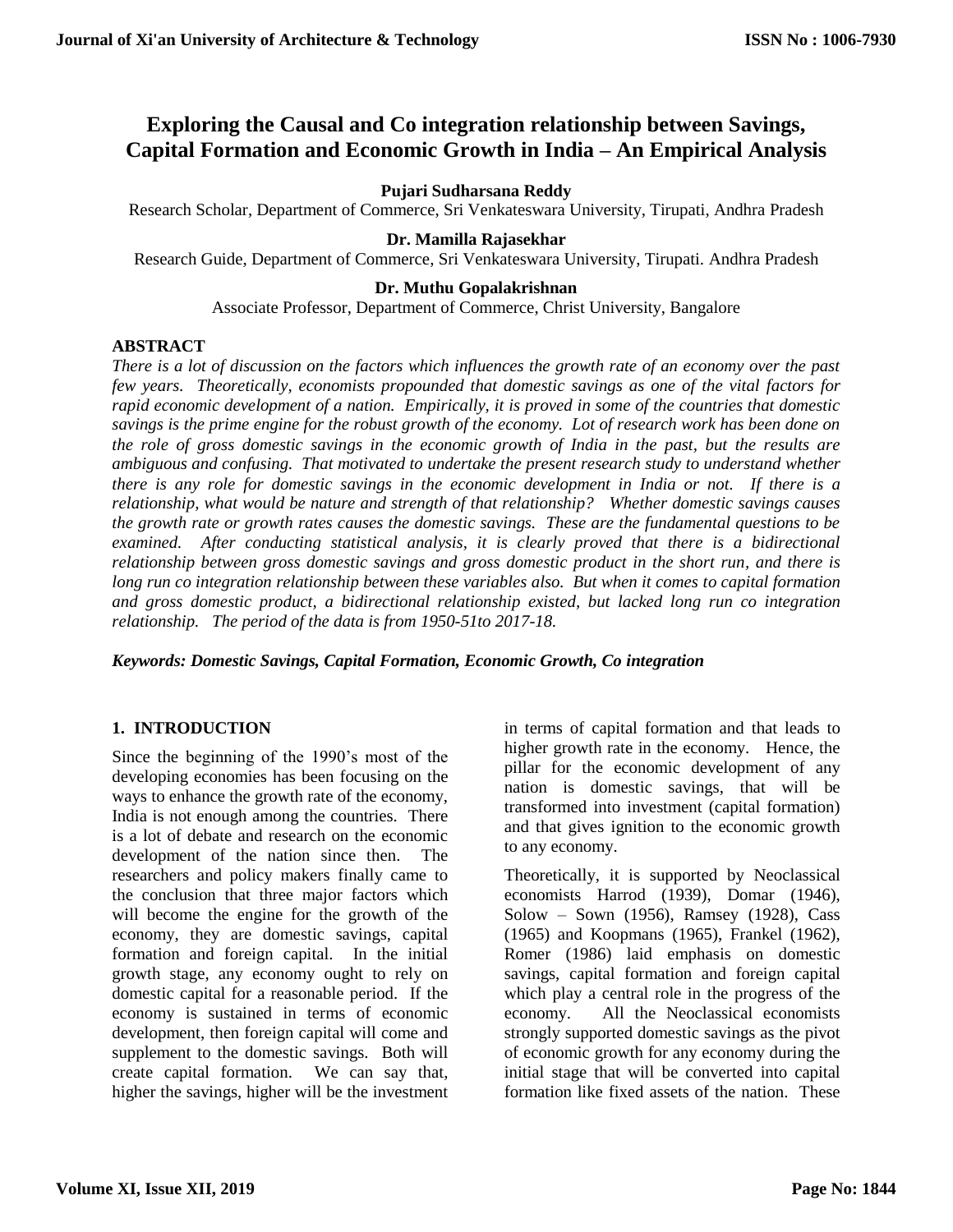# Exploring the Causal and Co integration relationship between Savings, Capital Formation and Economic Growth in India – An Empirical Analysis

**Pujari Sudharsana Reddy**
Research Scholar, Department of Commerce, Sri Venkateswara University, Tirupati, Andhra Pradesh

**Dr. Mamilla Rajasekhar**
Research Guide, Department of Commerce, Sri Venkateswara University, Tirupati. Andhra Pradesh

**Dr. Muthu Gopalakrishnan**
Associate Professor, Department of Commerce, Christ University, Bangalore

## ABSTRACT

*There is a lot of discussion on the factors which influences the growth rate of an economy over the past few years. Theoretically, economists propounded that domestic savings as one of the vital factors for rapid economic development of a nation. Empirically, it is proved in some of the countries that domestic savings is the prime engine for the robust growth of the economy. Lot of research work has been done on the role of gross domestic savings in the economic growth of India in the past, but the results are ambiguous and confusing. That motivated to undertake the present research study to understand whether there is any role for domestic savings in the economic development in India or not. If there is a relationship, what would be nature and strength of that relationship? Whether domestic savings causes the growth rate or growth rates causes the domestic savings. These are the fundamental questions to be examined. After conducting statistical analysis, it is clearly proved that there is a bidirectional relationship between gross domestic savings and gross domestic product in the short run, and there is long run co integration relationship between these variables also. But when it comes to capital formation and gross domestic product, a bidirectional relationship existed, but lacked long run co integration relationship. The period of the data is from 1950-51to 2017-18.*

***Keywords: Domestic Savings, Capital Formation, Economic Growth, Co integration***

## 1. INTRODUCTION

Since the beginning of the 1990's most of the developing economies has been focusing on the ways to enhance the growth rate of the economy, India is not enough among the countries. There is a lot of debate and research on the economic development of the nation since then. The researchers and policy makers finally came to the conclusion that three major factors which will become the engine for the growth of the economy, they are domestic savings, capital formation and foreign capital. In the initial growth stage, any economy ought to rely on domestic capital for a reasonable period. If the economy is sustained in terms of economic development, then foreign capital will come and supplement to the domestic savings. Both will create capital formation. We can say that, higher the savings, higher will be the investment in terms of capital formation and that leads to higher growth rate in the economy. Hence, the pillar for the economic development of any nation is domestic savings, that will be transformed into investment (capital formation) and that gives ignition to the economic growth to any economy.

Theoretically, it is supported by Neoclassical economists Harrod (1939), Domar (1946), Solow – Sown (1956), Ramsey (1928), Cass (1965) and Koopmans (1965), Frankel (1962), Romer (1986) laid emphasis on domestic savings, capital formation and foreign capital which play a central role in the progress of the economy. All the Neoclassical economists strongly supported domestic savings as the pivot of economic growth for any economy during the initial stage that will be converted into capital formation like fixed assets of the nation. These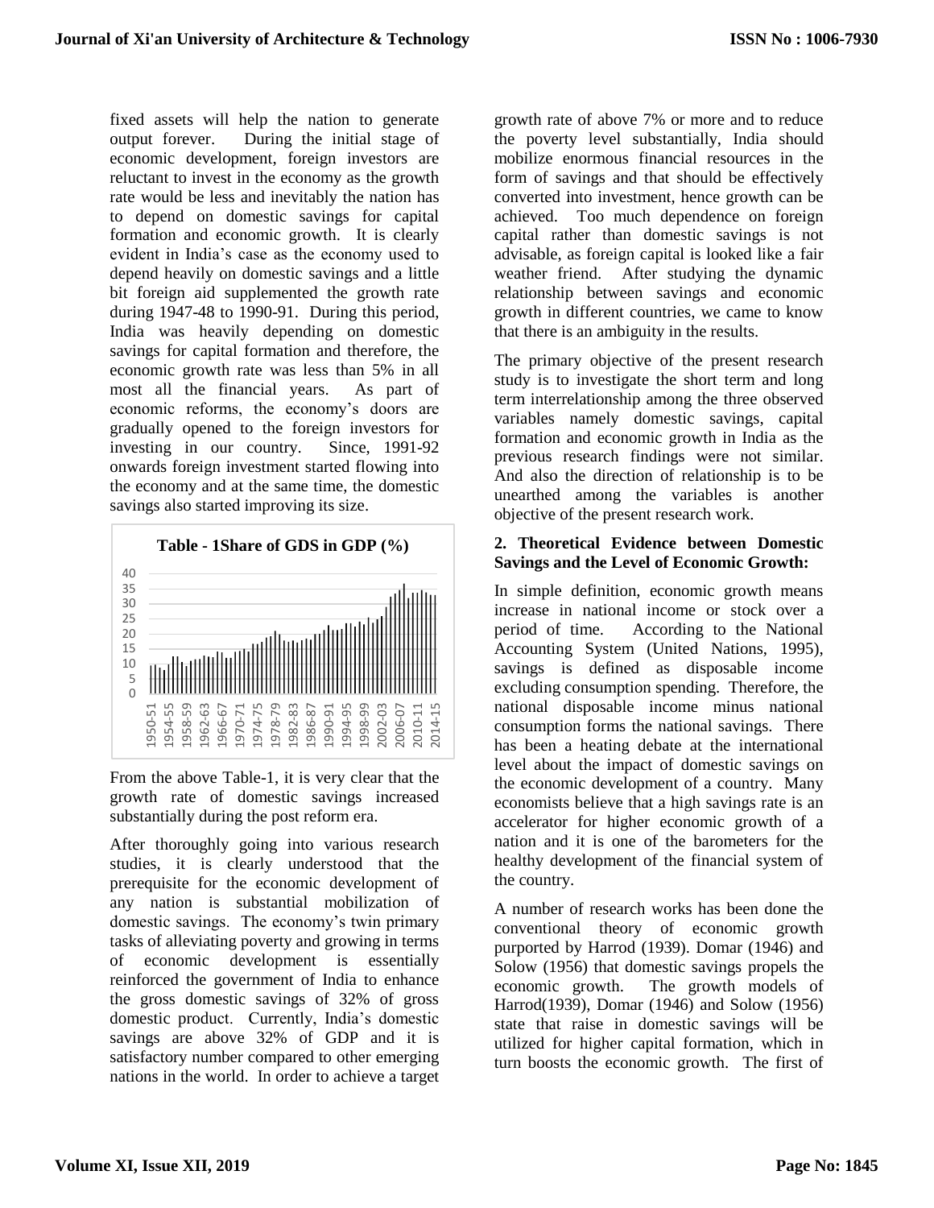fixed assets will help the nation to generate output forever. During the initial stage of economic development, foreign investors are reluctant to invest in the economy as the growth rate would be less and inevitably the nation has to depend on domestic savings for capital formation and economic growth. It is clearly evident in India's case as the economy used to depend heavily on domestic savings and a little bit foreign aid supplemented the growth rate during 1947-48 to 1990-91. During this period, India was heavily depending on domestic savings for capital formation and therefore, the economic growth rate was less than 5% in all most all the financial years. As part of economic reforms, the economy's doors are gradually opened to the foreign investors for investing in our country. Since, 1991-92 onwards foreign investment started flowing into the economy and at the same time, the domestic savings also started improving its size.

**Table - 1Share of GDS in GDP (%)**

From the above Table-1, it is very clear that the growth rate of domestic savings increased substantially during the post reform era.

After thoroughly going into various research studies, it is clearly understood that the prerequisite for the economic development of any nation is substantial mobilization of domestic savings. The economy's twin primary tasks of alleviating poverty and growing in terms of economic development is essentially reinforced the government of India to enhance the gross domestic savings of 32% of gross domestic product. Currently, India's domestic savings are above 32% of GDP and it is satisfactory number compared to other emerging nations in the world. In order to achieve a target growth rate of above 7% or more and to reduce the poverty level substantially, India should mobilize enormous financial resources in the form of savings and that should be effectively converted into investment, hence growth can be achieved. Too much dependence on foreign capital rather than domestic savings is not advisable, as foreign capital is looked like a fair weather friend. After studying the dynamic relationship between savings and economic growth in different countries, we came to know that there is an ambiguity in the results.

The primary objective of the present research study is to investigate the short term and long term interrelationship among the three observed variables namely domestic savings, capital formation and economic growth in India as the previous research findings were not similar. And also the direction of relationship is to be unearthed among the variables is another objective of the present research work.

## 2. Theoretical Evidence between Domestic Savings and the Level of Economic Growth:

In simple definition, economic growth means increase in national income or stock over a period of time. According to the National Accounting System (United Nations, 1995), savings is defined as disposable income excluding consumption spending. Therefore, the national disposable income minus national consumption forms the national savings. There has been a heating debate at the international level about the impact of domestic savings on the economic development of a country. Many economists believe that a high savings rate is an accelerator for higher economic growth of a nation and it is one of the barometers for the healthy development of the financial system of the country.

A number of research works has been done the conventional theory of economic growth purported by Harrod (1939). Domar (1946) and Solow (1956) that domestic savings propels the economic growth. The growth models of Harrod(1939), Domar (1946) and Solow (1956) state that raise in domestic savings will be utilized for higher capital formation, which in turn boosts the economic growth. The first of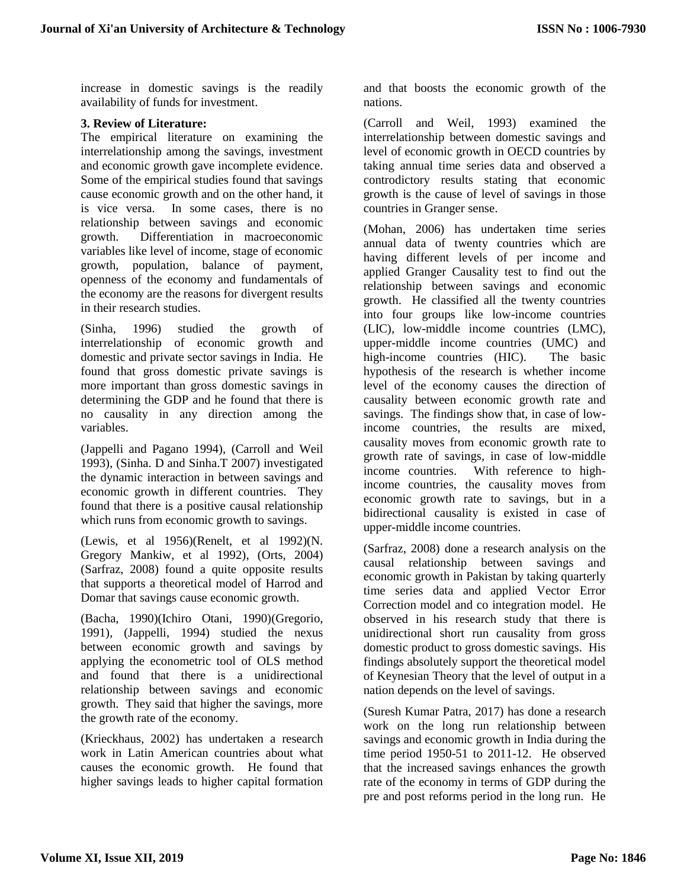increase in domestic savings is the readily availability of funds for investment.

### 3. Review of Literature:

The empirical literature on examining the interrelationship among the savings, investment and economic growth gave incomplete evidence. Some of the empirical studies found that savings cause economic growth and on the other hand, it is vice versa. In some cases, there is no relationship between savings and economic growth. Differentiation in macroeconomic variables like level of income, stage of economic growth, population, balance of payment, openness of the economy and fundamentals of the economy are the reasons for divergent results in their research studies.

(Sinha, 1996) studied the growth of interrelationship of economic growth and domestic and private sector savings in India. He found that gross domestic private savings is more important than gross domestic savings in determining the GDP and he found that there is no causality in any direction among the variables.

(Jappelli and Pagano 1994), (Carroll and Weil 1993), (Sinha. D and Sinha.T 2007) investigated the dynamic interaction in between savings and economic growth in different countries. They found that there is a positive causal relationship which runs from economic growth to savings.

(Lewis, et al 1956)(Renelt, et al 1992)(N. Gregory Mankiw, et al 1992), (Orts, 2004) (Sarfraz, 2008) found a quite opposite results that supports a theoretical model of Harrod and Domar that savings cause economic growth.

(Bacha, 1990)(Ichiro Otani, 1990)(Gregorio, 1991), (Jappelli, 1994) studied the nexus between economic growth and savings by applying the econometric tool of OLS method and found that there is a unidirectional relationship between savings and economic growth. They said that higher the savings, more the growth rate of the economy.

(Krieckhaus, 2002) has undertaken a research work in Latin American countries about what causes the economic growth. He found that higher savings leads to higher capital formation and that boosts the economic growth of the nations.

(Carroll and Weil, 1993) examined the interrelationship between domestic savings and level of economic growth in OECD countries by taking annual time series data and observed a controdictory results stating that economic growth is the cause of level of savings in those countries in Granger sense.

(Mohan, 2006) has undertaken time series annual data of twenty countries which are having different levels of per income and applied Granger Causality test to find out the relationship between savings and economic growth. He classified all the twenty countries into four groups like low-income countries (LIC), low-middle income countries (LMC), upper-middle income countries (UMC) and high-income countries (HIC). The basic hypothesis of the research is whether income level of the economy causes the direction of causality between economic growth rate and savings. The findings show that, in case of low-income countries, the results are mixed, causality moves from economic growth rate to growth rate of savings, in case of low-middle income countries. With reference to high-income countries, the causality moves from economic growth rate to savings, but in a bidirectional causality is existed in case of upper-middle income countries.

(Sarfraz, 2008) done a research analysis on the causal relationship between savings and economic growth in Pakistan by taking quarterly time series data and applied Vector Error Correction model and co integration model. He observed in his research study that there is unidirectional short run causality from gross domestic product to gross domestic savings. His findings absolutely support the theoretical model of Keynesian Theory that the level of output in a nation depends on the level of savings.

(Suresh Kumar Patra, 2017) has done a research work on the long run relationship between savings and economic growth in India during the time period 1950-51 to 2011-12. He observed that the increased savings enhances the growth rate of the economy in terms of GDP during the pre and post reforms period in the long run. He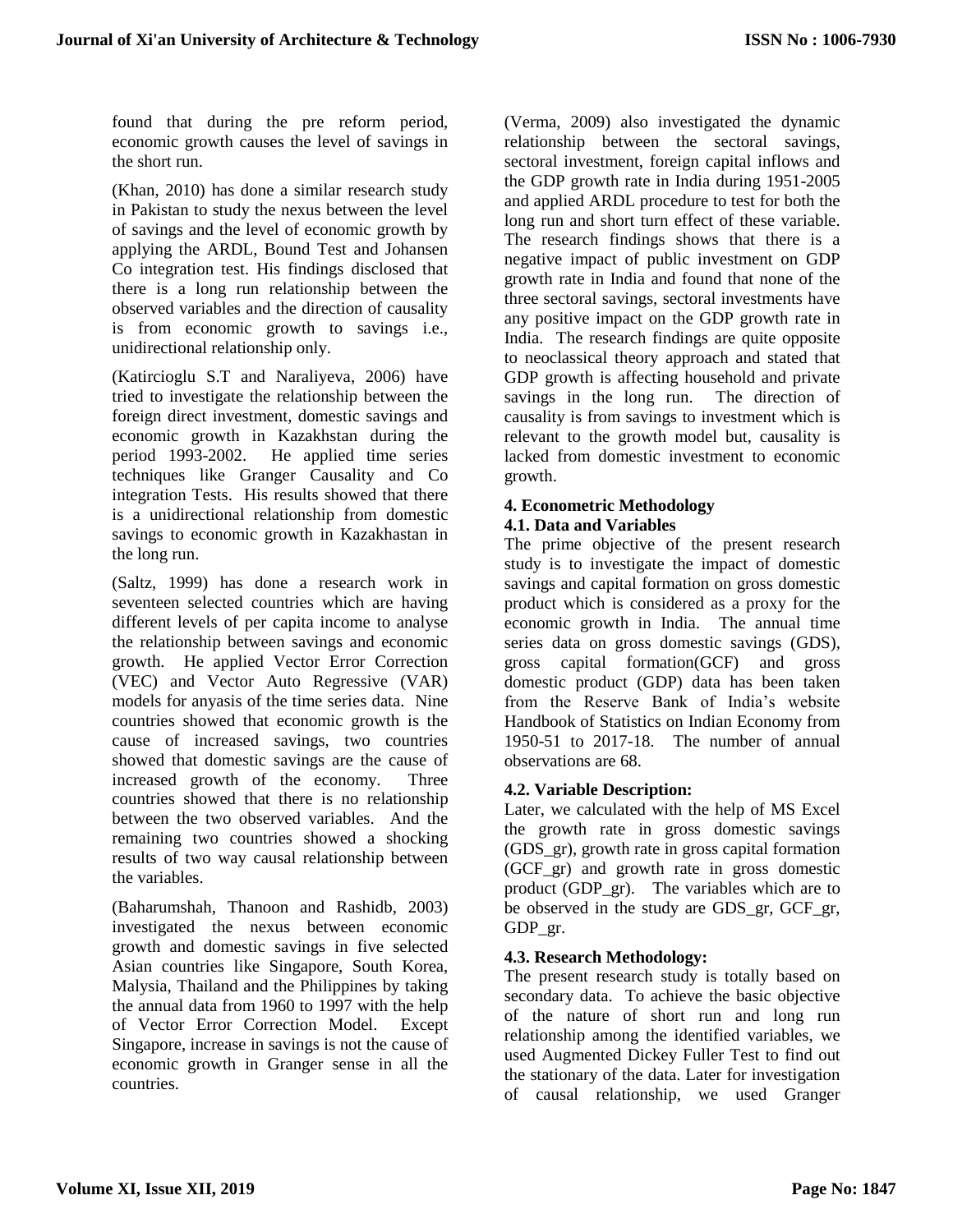found that during the pre reform period, economic growth causes the level of savings in the short run.

(Khan, 2010) has done a similar research study in Pakistan to study the nexus between the level of savings and the level of economic growth by applying the ARDL, Bound Test and Johansen Co integration test. His findings disclosed that there is a long run relationship between the observed variables and the direction of causality is from economic growth to savings i.e., unidirectional relationship only.

(Katircioglu S.T and Naraliyeva, 2006) have tried to investigate the relationship between the foreign direct investment, domestic savings and economic growth in Kazakhstan during the period 1993-2002. He applied time series techniques like Granger Causality and Co integration Tests. His results showed that there is a unidirectional relationship from domestic savings to economic growth in Kazakhastan in the long run.

(Saltz, 1999) has done a research work in seventeen selected countries which are having different levels of per capita income to analyse the relationship between savings and economic growth. He applied Vector Error Correction (VEC) and Vector Auto Regressive (VAR) models for anyasis of the time series data. Nine countries showed that economic growth is the cause of increased savings, two countries showed that domestic savings are the cause of increased growth of the economy. Three countries showed that there is no relationship between the two observed variables. And the remaining two countries showed a shocking results of two way causal relationship between the variables.

(Baharumshah, Thanoon and Rashidb, 2003) investigated the nexus between economic growth and domestic savings in five selected Asian countries like Singapore, South Korea, Malysia, Thailand and the Philippines by taking the annual data from 1960 to 1997 with the help of Vector Error Correction Model. Except Singapore, increase in savings is not the cause of economic growth in Granger sense in all the countries.

(Verma, 2009) also investigated the dynamic relationship between the sectoral savings, sectoral investment, foreign capital inflows and the GDP growth rate in India during 1951-2005 and applied ARDL procedure to test for both the long run and short turn effect of these variable. The research findings shows that there is a negative impact of public investment on GDP growth rate in India and found that none of the three sectoral savings, sectoral investments have any positive impact on the GDP growth rate in India. The research findings are quite opposite to neoclassical theory approach and stated that GDP growth is affecting household and private savings in the long run. The direction of causality is from savings to investment which is relevant to the growth model but, causality is lacked from domestic investment to economic growth.

## 4. Econometric Methodology

### 4.1. Data and Variables

The prime objective of the present research study is to investigate the impact of domestic savings and capital formation on gross domestic product which is considered as a proxy for the economic growth in India. The annual time series data on gross domestic savings (GDS), gross capital formation(GCF) and gross domestic product (GDP) data has been taken from the Reserve Bank of India's website Handbook of Statistics on Indian Economy from 1950-51 to 2017-18. The number of annual observations are 68.

### 4.2. Variable Description:

Later, we calculated with the help of MS Excel the growth rate in gross domestic savings (GDS_gr), growth rate in gross capital formation (GCF_gr) and growth rate in gross domestic product (GDP_gr). The variables which are to be observed in the study are GDS_gr, GCF_gr, GDP_gr.

### 4.3. Research Methodology:

The present research study is totally based on secondary data. To achieve the basic objective of the nature of short run and long run relationship among the identified variables, we used Augmented Dickey Fuller Test to find out the stationary of the data. Later for investigation of causal relationship, we used Granger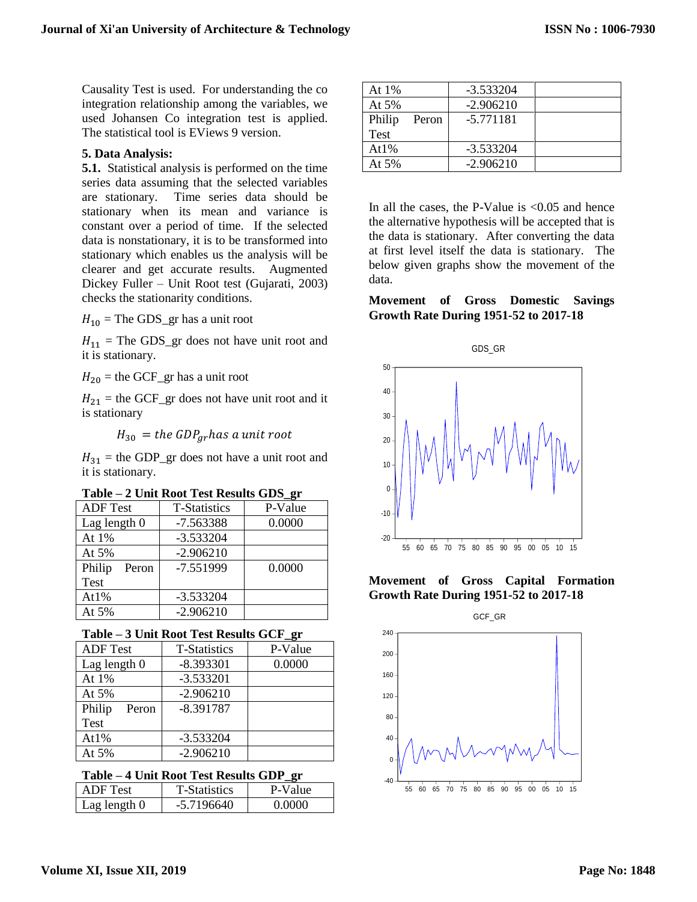Causality Test is used. For understanding the co integration relationship among the variables, we used Johansen Co integration test is applied. The statistical tool is EViews 9 version.

### 5. Data Analysis:

**5.1.** Statistical analysis is performed on the time series data assuming that the selected variables are stationary. Time series data should be stationary when its mean and variance is constant over a period of time. If the selected data is nonstationary, it is to be transformed into stationary which enables us the analysis will be clearer and get accurate results. Augmented Dickey Fuller – Unit Root test (Gujarati, 2003) checks the stationarity conditions.

$H_{10}$ = The GDS_gr has a unit root

$H_{11}$ = The GDS_gr does not have unit root and it is stationary.

$H_{20}$ = the GCF_gr has a unit root

$H_{21}$ = the GCF_gr does not have unit root and it is stationary

$$H_{30} = the\ GDP_{gr} has\ a\ unit\ root$$

$H_{31}$ = the GDP_gr does not have a unit root and it is stationary.

**Table – 2 Unit Root Test Results GDS_gr**

| ADF Test | T-Statistics | P-Value |
|---|---|---|
| Lag length 0 | -7.563388 | 0.0000 |
| At 1% | -3.533204 | |
| At 5% | -2.906210 | |
| Philip Peron Test | -7.551999 | 0.0000 |
| At1% | -3.533204 | |
| At 5% | -2.906210 | |

**Table – 3 Unit Root Test Results GCF_gr**

| ADF Test | T-Statistics | P-Value |
|---|---|---|
| Lag length 0 | -8.393301 | 0.0000 |
| At 1% | -3.533201 | |
| At 5% | -2.906210 | |
| Philip Peron Test | -8.391787 | |
| At1% | -3.533204 | |
| At 5% | -2.906210 | |

**Table – 4 Unit Root Test Results GDP_gr**

| ADF Test | T-Statistics | P-Value |
|---|---|---|
| Lag length 0 | -5.7196640 | 0.0000 |
| At 1% | -3.533204 | |
| At 5% | -2.906210 | |
| Philip Peron Test | -5.771181 | |
| At1% | -3.533204 | |
| At 5% | -2.906210 | |

In all the cases, the P-Value is <0.05 and hence the alternative hypothesis will be accepted that is the data is stationary. After converting the data at first level itself the data is stationary. The below given graphs show the movement of the data.

**Movement of Gross Domestic Savings Growth Rate During 1951-52 to 2017-18**

**Movement of Gross Capital Formation Growth Rate During 1951-52 to 2017-18**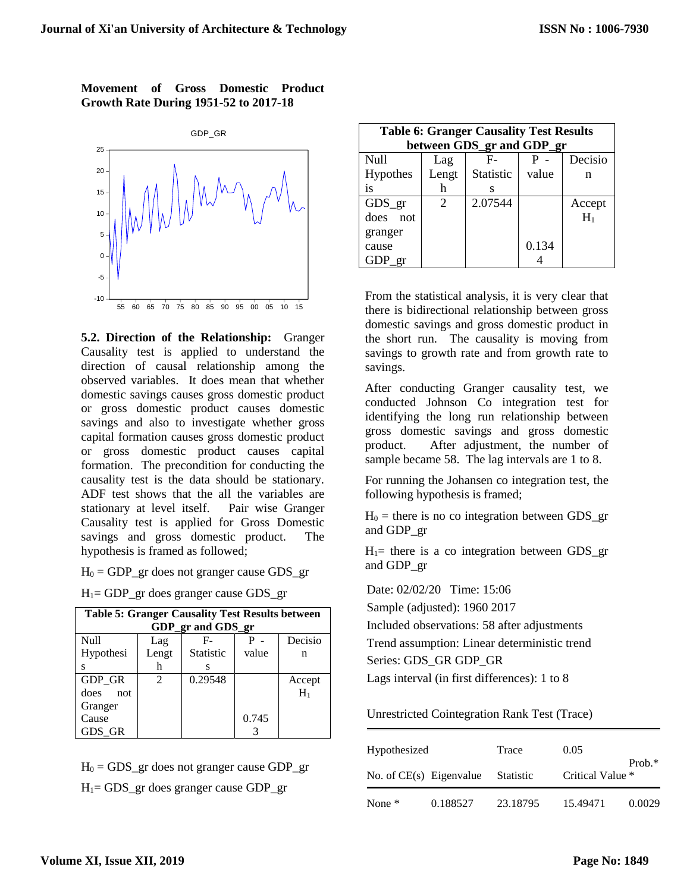**Movement of Gross Domestic Product Growth Rate During 1951-52 to 2017-18**

**5.2. Direction of the Relationship:** Granger Causality test is applied to understand the direction of causal relationship among the observed variables. It does mean that whether domestic savings causes gross domestic product or gross domestic product causes domestic savings and also to investigate whether gross capital formation causes gross domestic product or gross domestic product causes capital formation. The precondition for conducting the causality test is the data should be stationary. ADF test shows that the all the variables are stationary at level itself. Pair wise Granger Causality test is applied for Gross Domestic savings and gross domestic product. The hypothesis is framed as followed;

$H_0$ = GDP_gr does not granger cause GDS_gr

$H_1$= GDP_gr does granger cause GDS_gr

**Table 5: Granger Causality Test Results between GDP_gr and GDS_gr**

| Null Hypothesis | Lag Length | F-Statistics | P - value | Decision |
|---|---|---|---|---|
| GDP_GR does not Granger Cause GDS_GR | 2 | 0.29548 | 0.7453 | Accept $H_1$ |

$H_0$ = GDS_gr does not granger cause GDP_gr

$H_1$= GDS_gr does granger cause GDP_gr

**Table 6: Granger Causality Test Results between GDS_gr and GDP_gr**

| Null Hypothesis | Lag Length | F-Statistics | P - value | Decision |
|---|---|---|---|---|
| GDS_gr does not granger cause GDP_gr | 2 | 2.07544 | 0.1344 | Accept $H_1$ |

From the statistical analysis, it is very clear that there is bidirectional relationship between gross domestic savings and gross domestic product in the short run. The causality is moving from savings to growth rate and from growth rate to savings.

After conducting Granger causality test, we conducted Johnson Co integration test for identifying the long run relationship between gross domestic savings and gross domestic product. After adjustment, the number of sample became 58. The lag intervals are 1 to 8.

For running the Johansen co integration test, the following hypothesis is framed;

$H_0$ = there is no co integration between GDS_gr and GDP_gr

$H_1$= there is a co integration between GDS_gr and GDP_gr

Date: 02/02/20 Time: 15:06
Sample (adjusted): 1960 2017
Included observations: 58 after adjustments
Trend assumption: Linear deterministic trend
Series: GDS_GR GDP_GR
Lags interval (in first differences): 1 to 8

Unrestricted Cointegration Rank Test (Trace)

| Hypothesized No. of CE(s) | Eigenvalue | Trace Statistic | 0.05 Critical Value | Prob.* |
|---|---|---|---|---|
| None * | 0.188527 | 23.18795 | 15.49471 | 0.0029 |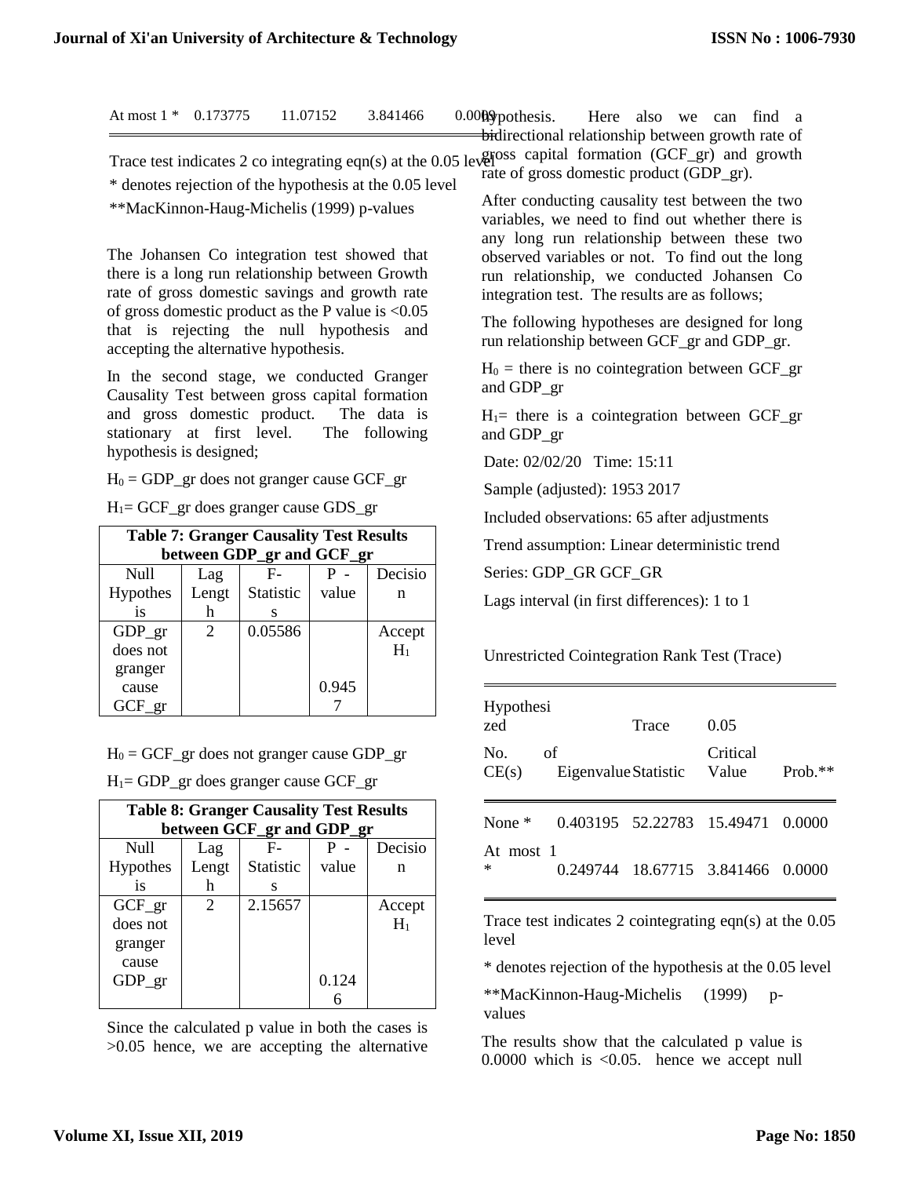| At most 1 * | 0.173775 | 11.07152 | 3.841466 | 0.0009 |
|---|---|---|---|---|

Trace test indicates 2 co integrating eqn(s) at the 0.05 level

* denotes rejection of the hypothesis at the 0.05 level

**MacKinnon-Haug-Michelis (1999) p-values

The Johansen Co integration test showed that there is a long run relationship between Growth rate of gross domestic savings and growth rate of gross domestic product as the P value is <0.05 that is rejecting the null hypothesis and accepting the alternative hypothesis.

In the second stage, we conducted Granger Causality Test between gross capital formation and gross domestic product. The data is stationary at first level. The following hypothesis is designed;

$H_0$ = GDP_gr does not granger cause GCF_gr

$H_1$= GCF_gr does granger cause GDS_gr

**Table 7: Granger Causality Test Results between GDP_gr and GCF_gr**

| Null Hypothesis | Lag Length | F-Statistics | P - value | Decision |
|---|---|---|---|---|
| GDP_gr does not granger cause GCF_gr | 2 | 0.05586 | 0.9457 | Accept $H_1$ |

$H_0$ = GCF_gr does not granger cause GDP_gr

$H_1$= GDP_gr does granger cause GCF_gr

**Table 8: Granger Causality Test Results between GCF_gr and GDP_gr**

| Null Hypothesis | Lag Length | F-Statistics | P - value | Decision |
|---|---|---|---|---|
| GCF_gr does not granger cause GDP_gr | 2 | 2.15657 | 0.1246 | Accept $H_1$ |

Since the calculated p value in both the cases is >0.05 hence, we are accepting the alternative hypothesis. Here also we can find a bidirectional relationship between growth rate of gross capital formation (GCF_gr) and growth rate of gross domestic product (GDP_gr).

After conducting causality test between the two variables, we need to find out whether there is any long run relationship between these two observed variables or not. To find out the long run relationship, we conducted Johansen Co integration test. The results are as follows;

The following hypotheses are designed for long run relationship between GCF_gr and GDP_gr.

$H_0$ = there is no cointegration between GCF_gr and GDP_gr

$H_1$= there is a cointegration between GCF_gr and GDP_gr

Date: 02/02/20 Time: 15:11

Sample (adjusted): 1953 2017

Included observations: 65 after adjustments

Trend assumption: Linear deterministic trend

Series: GDP_GR GCF_GR

Lags interval (in first differences): 1 to 1

Unrestricted Cointegration Rank Test (Trace)

| Hypothesized No. of CE(s) | Eigenvalue | Trace Statistic | 0.05 Critical Value | Prob.** |
|---|---|---|---|---|
| None * | 0.403195 | 52.22783 | 15.49471 | 0.0000 |
| At most 1 * | 0.249744 | 18.67715 | 3.841466 | 0.0000 |

Trace test indicates 2 cointegrating eqn(s) at the 0.05 level

* denotes rejection of the hypothesis at the 0.05 level

**MacKinnon-Haug-Michelis (1999) p-values

The results show that the calculated p value is 0.0000 which is <0.05. hence we accept null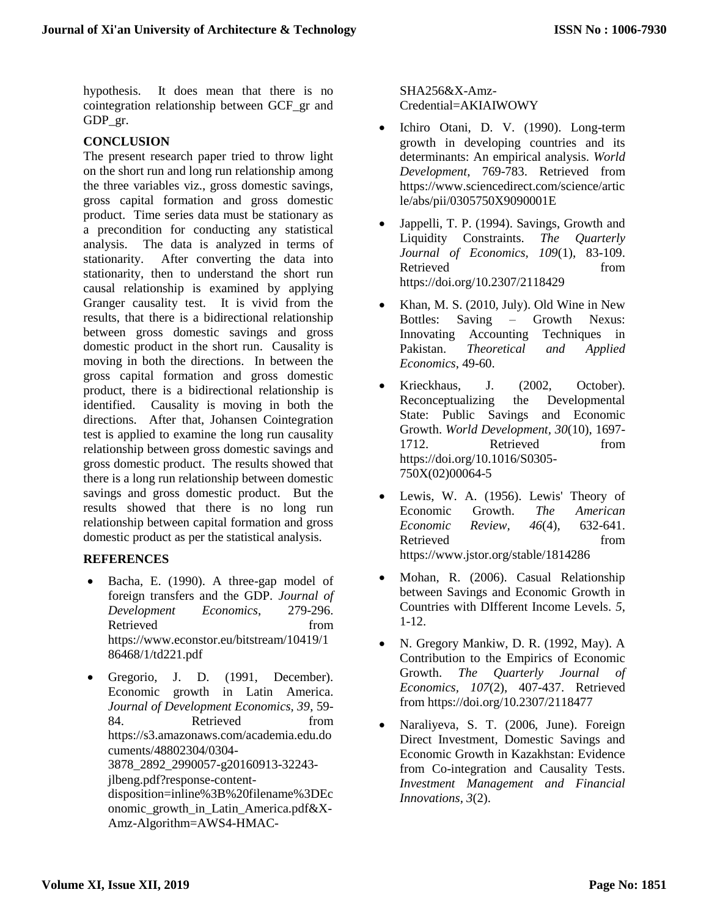hypothesis. It does mean that there is no cointegration relationship between GCF_gr and GDP_gr.

## CONCLUSION

The present research paper tried to throw light on the short run and long run relationship among the three variables viz., gross domestic savings, gross capital formation and gross domestic product. Time series data must be stationary as a precondition for conducting any statistical analysis. The data is analyzed in terms of stationarity. After converting the data into stationarity, then to understand the short run causal relationship is examined by applying Granger causality test. It is vivid from the results, that there is a bidirectional relationship between gross domestic savings and gross domestic product in the short run. Causality is moving in both the directions. In between the gross capital formation and gross domestic product, there is a bidirectional relationship is identified. Causality is moving in both the directions. After that, Johansen Cointegration test is applied to examine the long run causality relationship between gross domestic savings and gross domestic product. The results showed that there is a long run relationship between domestic savings and gross domestic product. But the results showed that there is no long run relationship between capital formation and gross domestic product as per the statistical analysis.

## REFERENCES

- Bacha, E. (1990). A three-gap model of foreign transfers and the GDP. *Journal of Development Economics*, 279-296. Retrieved from https://www.econstor.eu/bitstream/10419/186468/1/td221.pdf
- Gregorio, J. D. (1991, December). Economic growth in Latin America. *Journal of Development Economics, 39*, 59-84. Retrieved from https://s3.amazonaws.com/academia.edu.documents/48802304/0304-3878_2892_2990057-g20160913-32243-jlbeng.pdf?response-content-disposition=inline%3B%20filename%3DEconomic_growth_in_Latin_America.pdf&X-Amz-Algorithm=AWS4-HMAC-SHA256&X-Amz-Credential=AKIAIWOWY
- Ichiro Otani, D. V. (1990). Long-term growth in developing countries and its determinants: An empirical analysis. *World Development*, 769-783. Retrieved from https://www.sciencedirect.com/science/article/abs/pii/0305750X9090001E
- Jappelli, T. P. (1994). Savings, Growth and Liquidity Constraints. *The Quarterly Journal of Economics, 109*(1), 83-109. Retrieved from https://doi.org/10.2307/2118429
- Khan, M. S. (2010, July). Old Wine in New Bottles: Saving – Growth Nexus: Innovating Accounting Techniques in Pakistan. *Theoretical and Applied Economics*, 49-60.
- Krieckhaus, J. (2002, October). Reconceptualizing the Developmental State: Public Savings and Economic Growth. *World Development, 30*(10), 1697-1712. Retrieved from https://doi.org/10.1016/S0305-750X(02)00064-5
- Lewis, W. A. (1956). Lewis' Theory of Economic Growth. *The American Economic Review, 46*(4), 632-641. Retrieved from https://www.jstor.org/stable/1814286
- Mohan, R. (2006). Casual Relationship between Savings and Economic Growth in Countries with DIfferent Income Levels. *5*, 1-12.
- N. Gregory Mankiw, D. R. (1992, May). A Contribution to the Empirics of Economic Growth. *The Quarterly Journal of Economics, 107*(2), 407-437. Retrieved from https://doi.org/10.2307/2118477
- Naraliyeva, S. T. (2006, June). Foreign Direct Investment, Domestic Savings and Economic Growth in Kazakhstan: Evidence from Co-integration and Causality Tests. *Investment Management and Financial Innovations, 3*(2).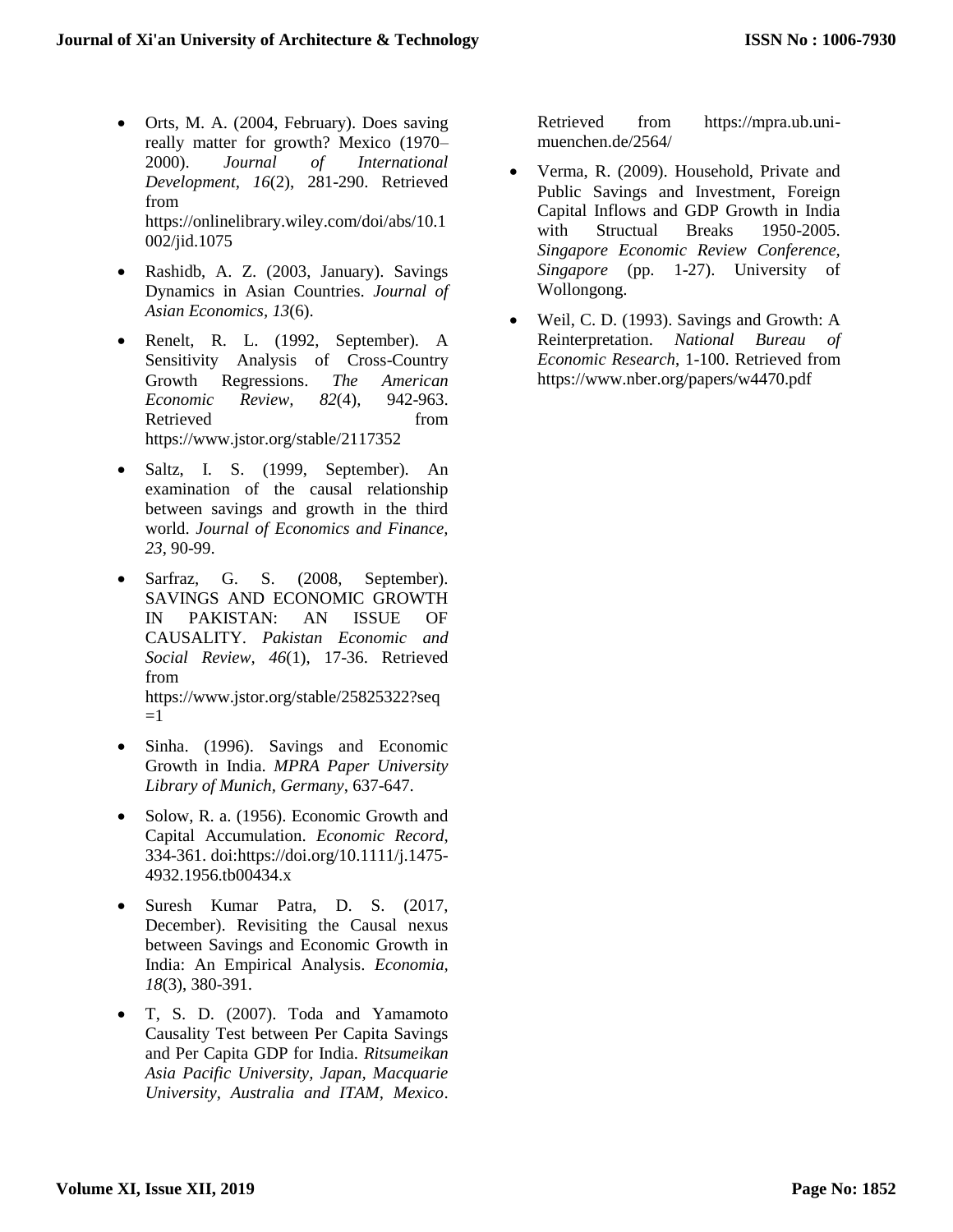- Orts, M. A. (2004, February). Does saving really matter for growth? Mexico (1970–2000). *Journal of International Development, 16*(2), 281-290. Retrieved from https://onlinelibrary.wiley.com/doi/abs/10.1002/jid.1075

- Rashidb, A. Z. (2003, January). Savings Dynamics in Asian Countries. *Journal of Asian Economics, 13*(6).

- Renelt, R. L. (1992, September). A Sensitivity Analysis of Cross-Country Growth Regressions. *The American Economic Review, 82*(4), 942-963. Retrieved from https://www.jstor.org/stable/2117352

- Saltz, I. S. (1999, September). An examination of the causal relationship between savings and growth in the third world. *Journal of Economics and Finance, 23*, 90-99.

- Sarfraz, G. S. (2008, September). SAVINGS AND ECONOMIC GROWTH IN PAKISTAN: AN ISSUE OF CAUSALITY. *Pakistan Economic and Social Review, 46*(1), 17-36. Retrieved from https://www.jstor.org/stable/25825322?seq=1

- Sinha. (1996). Savings and Economic Growth in India. *MPRA Paper University Library of Munich, Germany*, 637-647.

- Solow, R. a. (1956). Economic Growth and Capital Accumulation. *Economic Record*, 334-361. doi:https://doi.org/10.1111/j.1475-4932.1956.tb00434.x

- Suresh Kumar Patra, D. S. (2017, December). Revisiting the Causal nexus between Savings and Economic Growth in India: An Empirical Analysis. *Economia, 18*(3), 380-391.

- T, S. D. (2007). Toda and Yamamoto Causality Test between Per Capita Savings and Per Capita GDP for India. *Ritsumeikan Asia Pacific University, Japan, Macquarie University, Australia and ITAM, Mexico*. Retrieved from https://mpra.ub.uni-muenchen.de/2564/

- Verma, R. (2009). Household, Private and Public Savings and Investment, Foreign Capital Inflows and GDP Growth in India with Structual Breaks 1950-2005. *Singapore Economic Review Conference, Singapore* (pp. 1-27). University of Wollongong.

- Weil, C. D. (1993). Savings and Growth: A Reinterpretation. *National Bureau of Economic Research*, 1-100. Retrieved from https://www.nber.org/papers/w4470.pdf